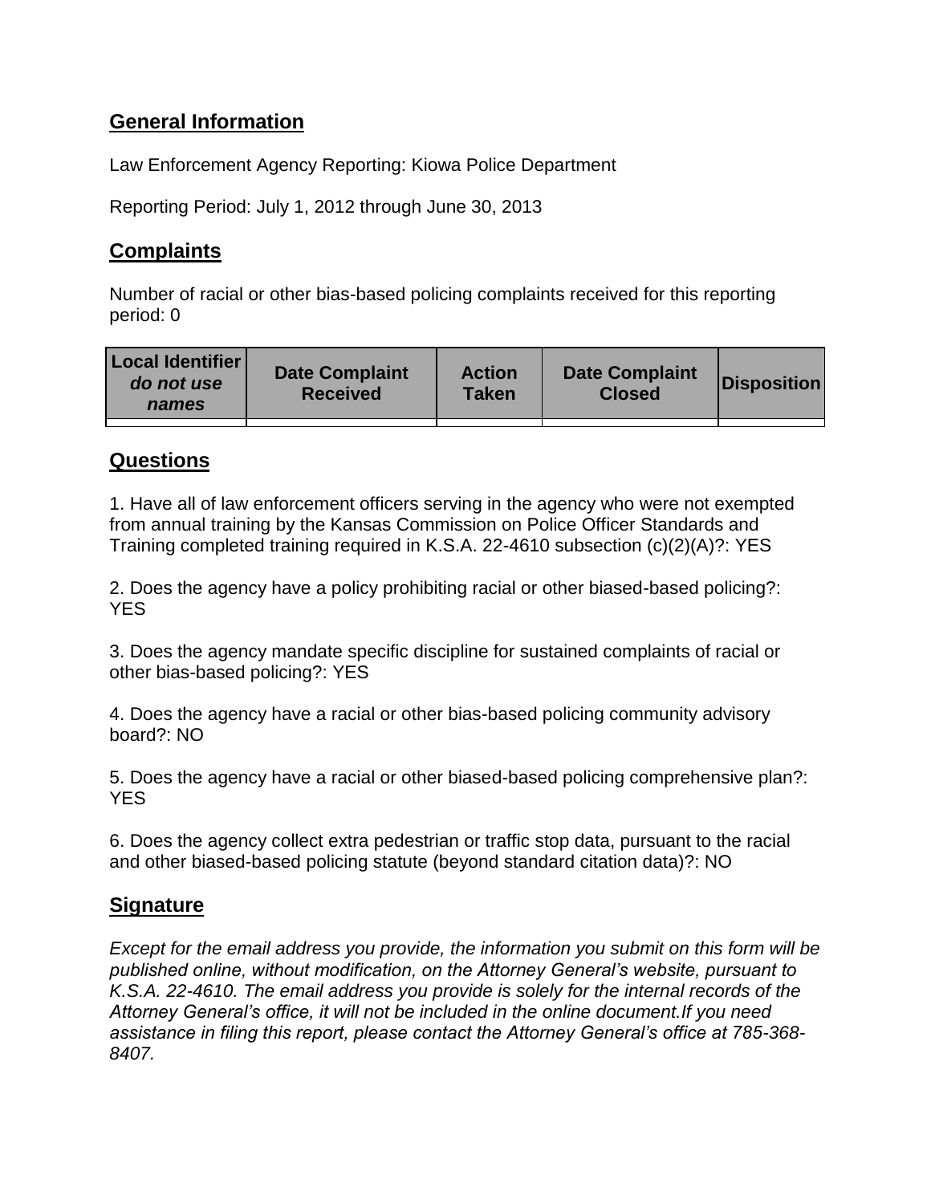## General Information

Law Enforcement Agency Reporting: Kiowa Police Department

Reporting Period: July 1, 2012 through June 30, 2013

## Complaints

Number of racial or other bias-based policing complaints received for this reporting period: 0

| Local Identifier *do not use names* | Date Complaint Received | Action Taken | Date Complaint Closed | Disposition |
|---|---|---|---|---|
| | | | | |

## Questions

1. Have all of law enforcement officers serving in the agency who were not exempted from annual training by the Kansas Commission on Police Officer Standards and Training completed training required in K.S.A. 22-4610 subsection (c)(2)(A)?: YES

2. Does the agency have a policy prohibiting racial or other biased-based policing?: YES

3. Does the agency mandate specific discipline for sustained complaints of racial or other bias-based policing?: YES

4. Does the agency have a racial or other bias-based policing community advisory board?: NO

5. Does the agency have a racial or other biased-based policing comprehensive plan?: YES

6. Does the agency collect extra pedestrian or traffic stop data, pursuant to the racial and other biased-based policing statute (beyond standard citation data)?: NO

## Signature

*Except for the email address you provide, the information you submit on this form will be published online, without modification, on the Attorney General's website, pursuant to K.S.A. 22-4610. The email address you provide is solely for the internal records of the Attorney General's office, it will not be included in the online document.If you need assistance in filing this report, please contact the Attorney General's office at 785-368-8407.*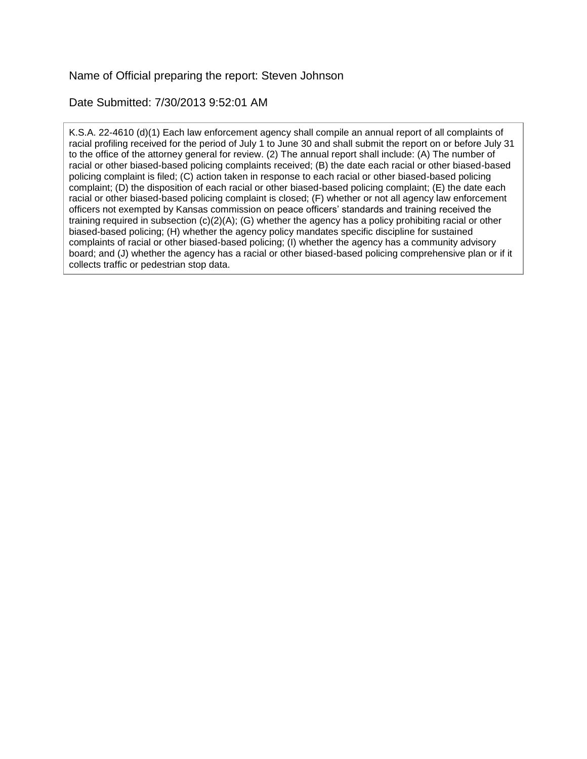Name of Official preparing the report: Steven Johnson

Date Submitted: 7/30/2013 9:52:01 AM

K.S.A. 22-4610 (d)(1) Each law enforcement agency shall compile an annual report of all complaints of racial profiling received for the period of July 1 to June 30 and shall submit the report on or before July 31 to the office of the attorney general for review. (2) The annual report shall include: (A) The number of racial or other biased-based policing complaints received; (B) the date each racial or other biased-based policing complaint is filed; (C) action taken in response to each racial or other biased-based policing complaint; (D) the disposition of each racial or other biased-based policing complaint; (E) the date each racial or other biased-based policing complaint is closed; (F) whether or not all agency law enforcement officers not exempted by Kansas commission on peace officers' standards and training received the training required in subsection (c)(2)(A); (G) whether the agency has a policy prohibiting racial or other biased-based policing; (H) whether the agency policy mandates specific discipline for sustained complaints of racial or other biased-based policing; (I) whether the agency has a community advisory board; and (J) whether the agency has a racial or other biased-based policing comprehensive plan or if it collects traffic or pedestrian stop data.